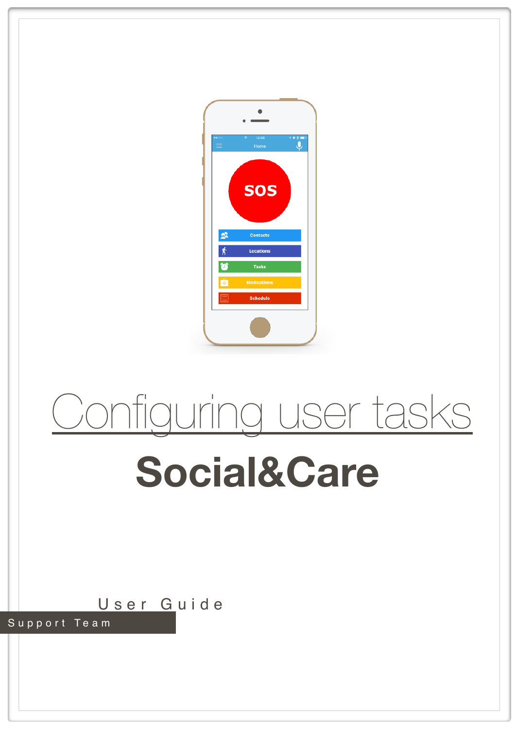# Configuring user tasks

# Social&Care

User Guide

Support Team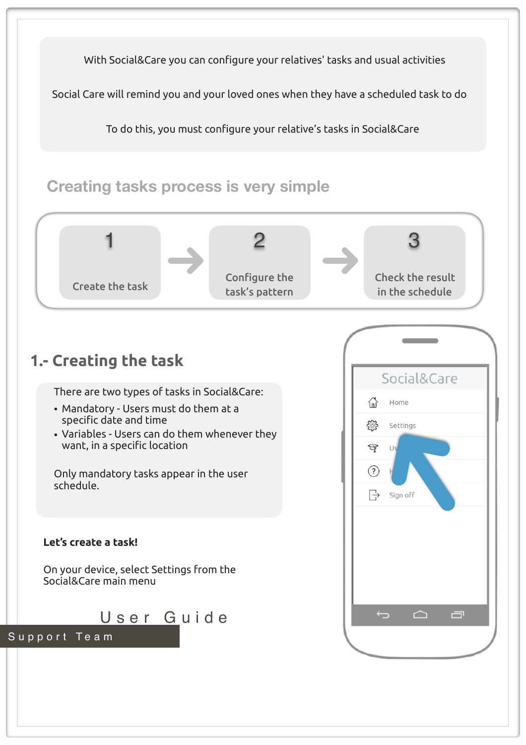With Social&Care you can configure your relatives' tasks and usual activities

Social Care will remind you and your loved ones when they have a scheduled task to do

To do this, you must configure your relative's tasks in Social&Care

## Creating tasks process is very simple

1. Create the task
2. Configure the task's pattern
3. Check the result in the schedule

## 1.- Creating the task

There are two types of tasks in Social&Care:

- Mandatory - Users must do them at a specific date and time
- Variables - Users can do them whenever they want, in a specific location

Only mandatory tasks appear in the user schedule.

**Let's create a task!**

On your device, select Settings from the Social&Care main menu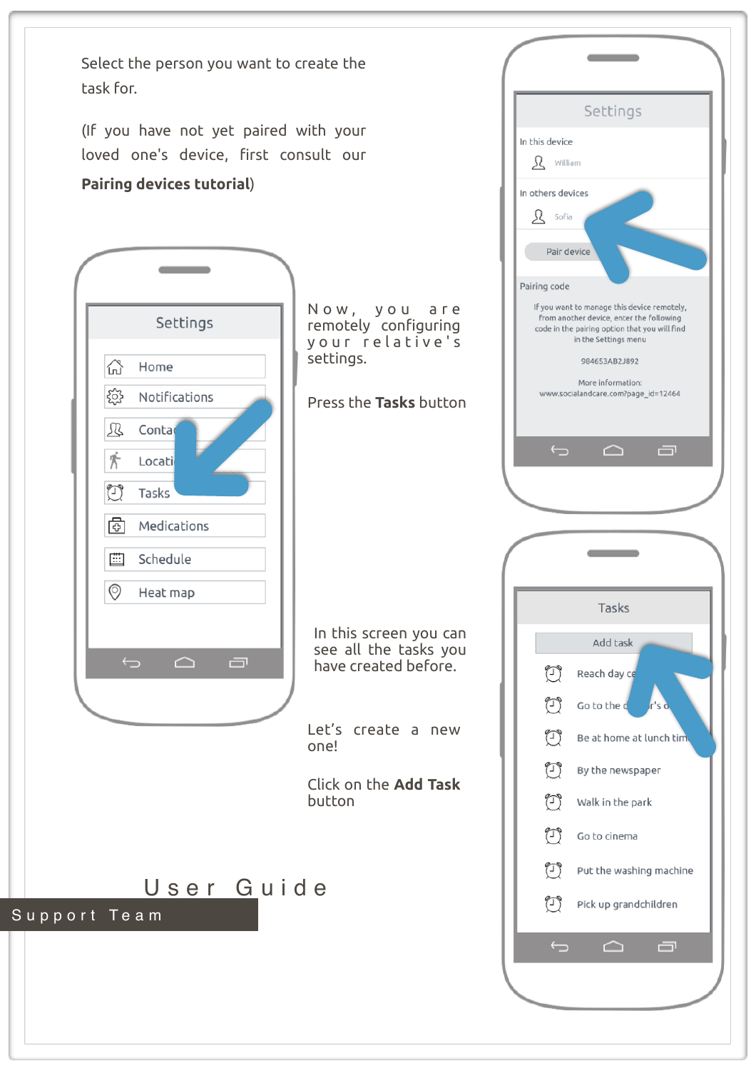Select the person you want to create the task for.

(If you have not yet paired with your loved one's device, first consult our **Pairing devices tutorial**)

Settings

In this device

William

In others devices

Sofia

Pair device

Pairing code

If you want to manage this device remotely, from another device, enter the following code in the pairing option that you will find in the Settings menu

984653AB2J892

More information:
www.socialandcare.com?page_id=12464

Now, you are remotely configuring your relative's settings.

Press the **Tasks** button

Settings

- Home
- Notifications
- Contacts
- Location
- Tasks
- Medications
- Schedule
- Heat map

In this screen you can see all the tasks you have created before.

Let's create a new one!

Click on the **Add Task** button

Tasks

Add task

- Reach day ce...
- Go to the d...r's o...
- Be at home at lunch tim...
- By the newspaper
- Walk in the park
- Go to cinema
- Put the washing machine
- Pick up grandchildren

User Guide

Support Team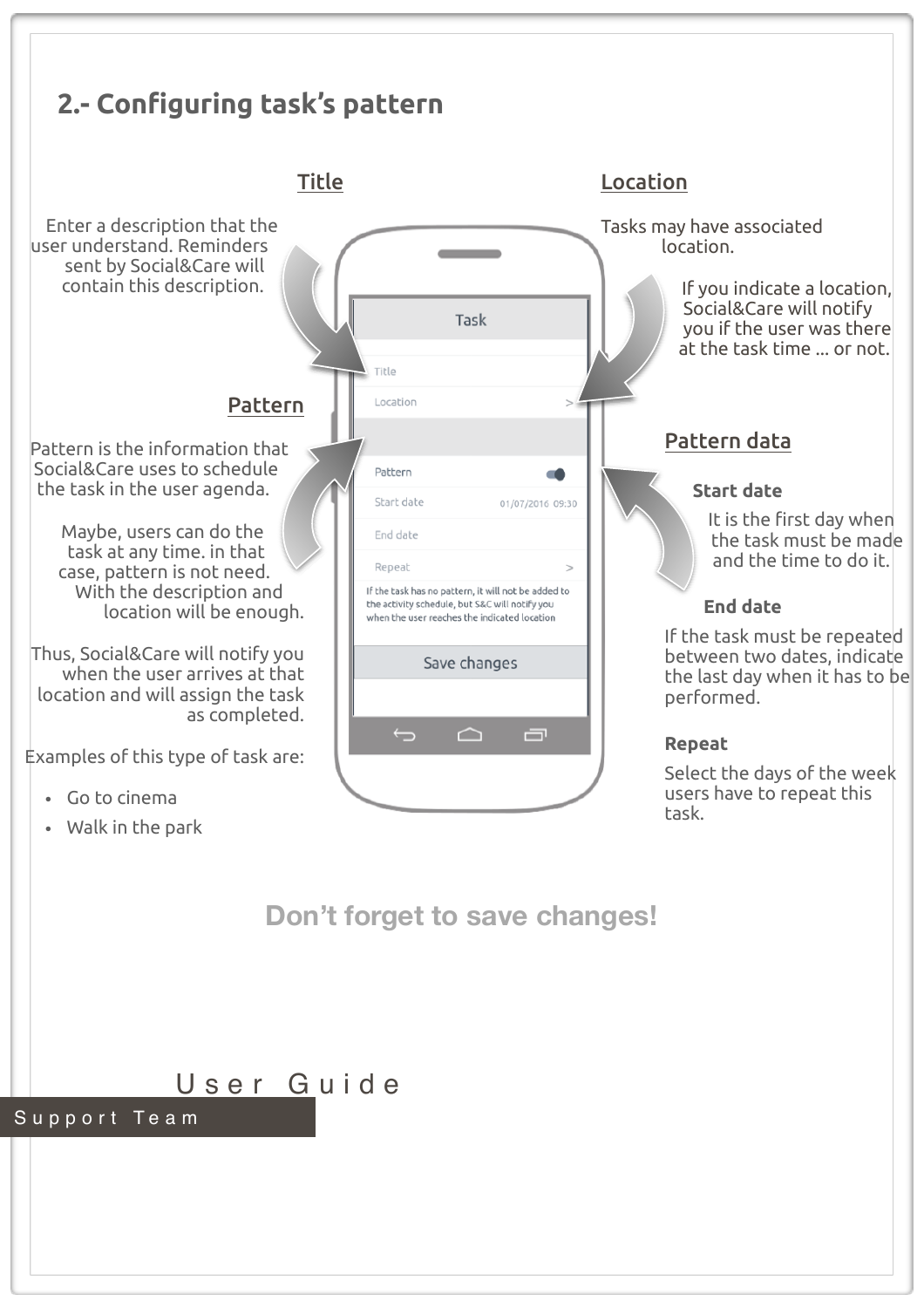## 2.- Configuring task's pattern

### Title

Enter a description that the user understand. Reminders sent by Social&Care will contain this description.

### Pattern

Pattern is the information that Social&Care uses to schedule the task in the user agenda.

Maybe, users can do the task at any time. in that case, pattern is not need. With the description and location will be enough.

Thus, Social&Care will notify you when the user arrives at that location and will assign the task as completed.

Examples of this type of task are:

- Go to cinema
- Walk in the park

Task

Title

Location >

Pattern

Start date 01/07/2016 09:30

End date

Repeat >

If the task has no pattern, it will not be added to the activity schedule, but S&C will notify you when the user reaches the indicated location

Save changes

### Location

Tasks may have associated location.

If you indicate a location, Social&Care will notify you if the user was there at the task time ... or not.

### Pattern data

**Start date**

It is the first day when the task must be made and the time to do it.

**End date**

If the task must be repeated between two dates, indicate the last day when it has to be performed.

**Repeat**

Select the days of the week users have to repeat this task.

**Don't forget to save changes!**

User Guide

Support Team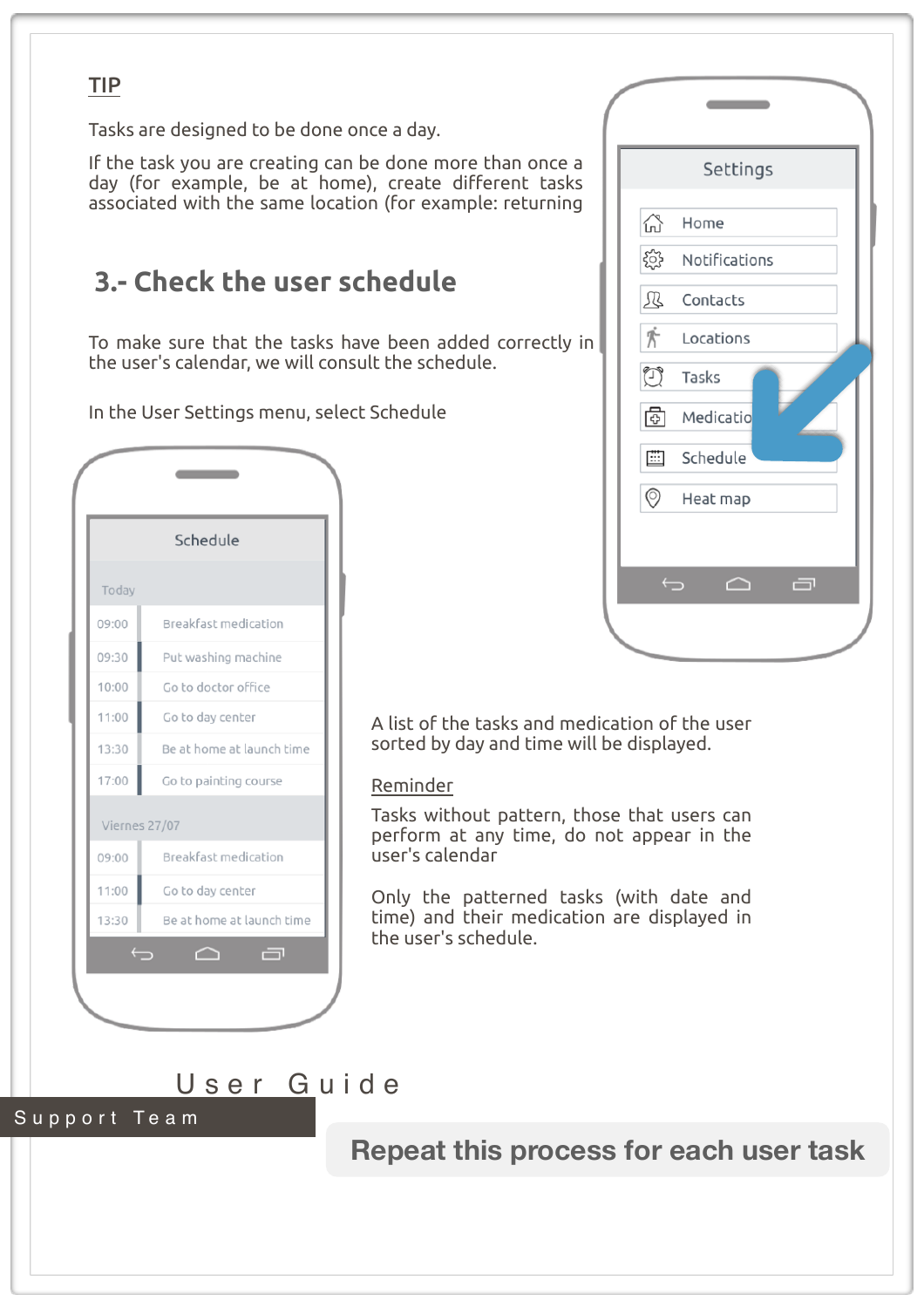**TIP**

Tasks are designed to be done once a day.

If the task you are creating can be done more than once a day (for example, be at home), create different tasks associated with the same location (for example: returning

## 3.- Check the user schedule

To make sure that the tasks have been added correctly in the user's calendar, we will consult the schedule.

In the User Settings menu, select Schedule

Settings

- Home
- Notifications
- Contacts
- Locations
- Tasks
- Medicatio
- Schedule
- Heat map

Schedule

Today

| | |
|---|---|
| 09:00 | Breakfast medication |
| 09:30 | Put washing machine |
| 10:00 | Go to doctor office |
| 11:00 | Go to day center |
| 13:30 | Be at home at launch time |
| 17:00 | Go to painting course |

Viernes 27/07

| | |
|---|---|
| 09:00 | Breakfast medication |
| 11:00 | Go to day center |
| 13:30 | Be at home at launch time |

A list of the tasks and medication of the user sorted by day and time will be displayed.

**Reminder**

Tasks without pattern, those that users can perform at any time, do not appear in the user's calendar

Only the patterned tasks (with date and time) and their medication are displayed in the user's schedule.

**Repeat this process for each user task**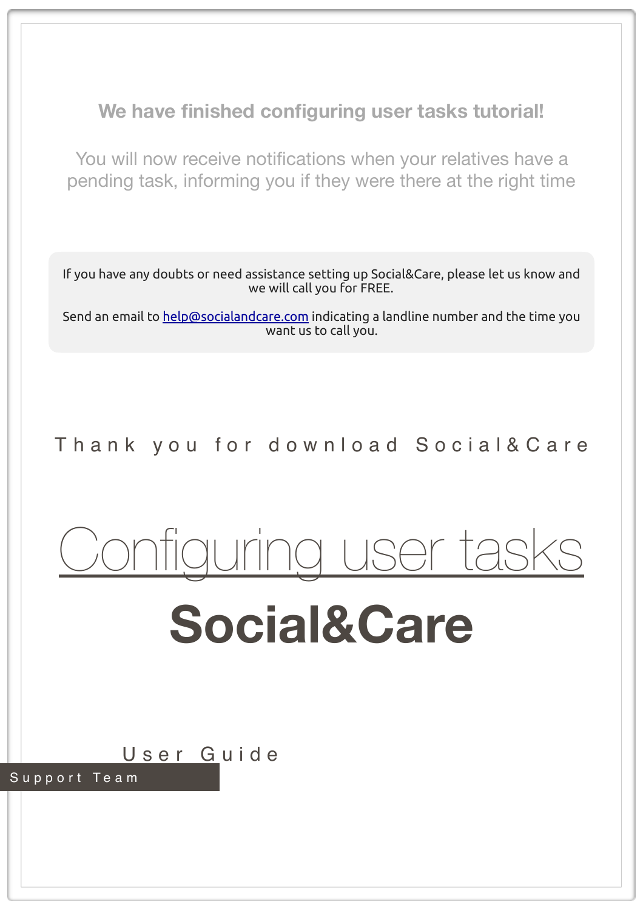## We have finished configuring user tasks tutorial!

You will now receive notifications when your relatives have a pending task, informing you if they were there at the right time

If you have any doubts or need assistance setting up Social&Care, please let us know and we will call you for FREE.

Send an email to help@socialandcare.com indicating a landline number and the time you want us to call you.

Thank you for download Social&Care

# Configuring user tasks

# **Social&Care**

User Guide

Support Team